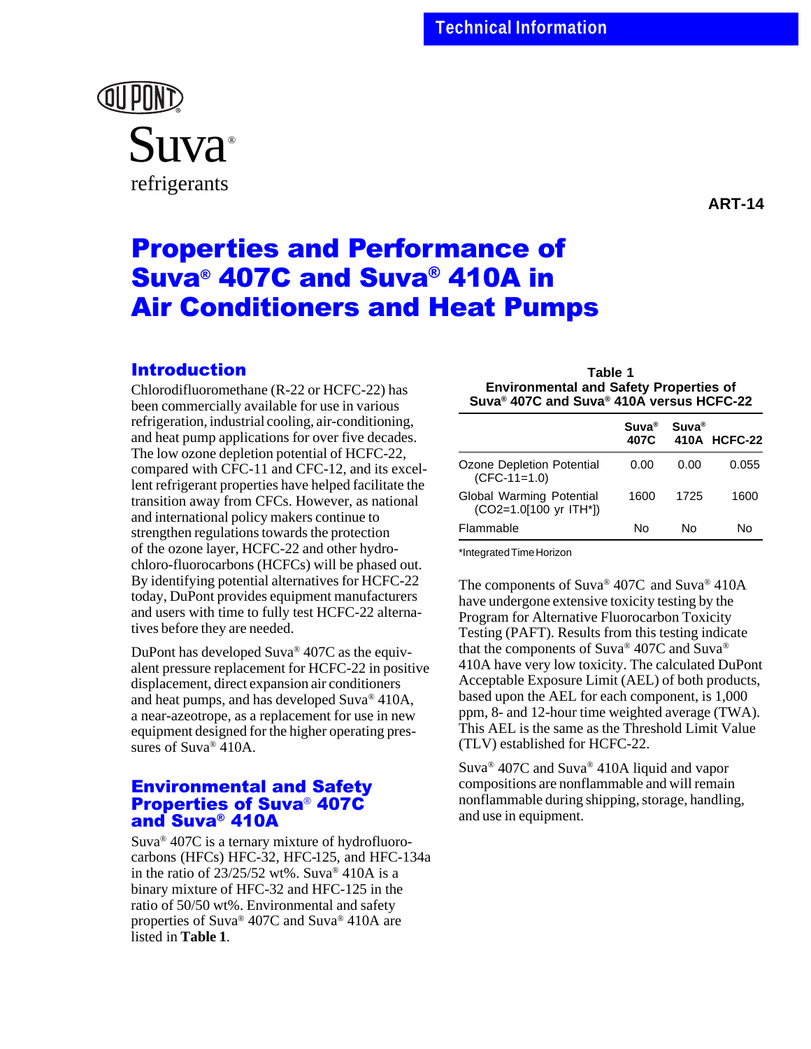Technical Information

DuPont

Suva®
refrigerants

ART-14

# Properties and Performance of Suva® 407C and Suva® 410A in Air Conditioners and Heat Pumps

## Introduction

Chlorodifluoromethane (R-22 or HCFC-22) has been commercially available for use in various refrigeration, industrial cooling, air-conditioning, and heat pump applications for over five decades. The low ozone depletion potential of HCFC-22, compared with CFC-11 and CFC-12, and its excellent refrigerant properties have helped facilitate the transition away from CFCs. However, as national and international policy makers continue to strengthen regulations towards the protection of the ozone layer, HCFC-22 and other hydrochloro-fluorocarbons (HCFCs) will be phased out. By identifying potential alternatives for HCFC-22 today, DuPont provides equipment manufacturers and users with time to fully test HCFC-22 alternatives before they are needed.

DuPont has developed Suva® 407C as the equivalent pressure replacement for HCFC-22 in positive displacement, direct expansion air conditioners and heat pumps, and has developed Suva® 410A, a near-azeotrope, as a replacement for use in new equipment designed for the higher operating pressures of Suva® 410A.

## Environmental and Safety Properties of Suva® 407C and Suva® 410A

Suva® 407C is a ternary mixture of hydrofluorocarbons (HFCs) HFC-32, HFC-125, and HFC-134a in the ratio of 23/25/52 wt%. Suva® 410A is a binary mixture of HFC-32 and HFC-125 in the ratio of 50/50 wt%. Environmental and safety properties of Suva® 407C and Suva® 410A are listed in **Table 1**.

**Table 1**
**Environmental and Safety Properties of Suva® 407C and Suva® 410A versus HCFC-22**

| | Suva® 407C | Suva® 410A | HCFC-22 |
|---|---|---|---|
| Ozone Depletion Potential (CFC-11=1.0) | 0.00 | 0.00 | 0.055 |
| Global Warming Potential (CO2=1.0[100 yr ITH*]) | 1600 | 1725 | 1600 |
| Flammable | No | No | No |

*Integrated Time Horizon

The components of Suva® 407C and Suva® 410A have undergone extensive toxicity testing by the Program for Alternative Fluorocarbon Toxicity Testing (PAFT). Results from this testing indicate that the components of Suva® 407C and Suva® 410A have very low toxicity. The calculated DuPont Acceptable Exposure Limit (AEL) of both products, based upon the AEL for each component, is 1,000 ppm, 8- and 12-hour time weighted average (TWA). This AEL is the same as the Threshold Limit Value (TLV) established for HCFC-22.

Suva® 407C and Suva® 410A liquid and vapor compositions are nonflammable and will remain nonflammable during shipping, storage, handling, and use in equipment.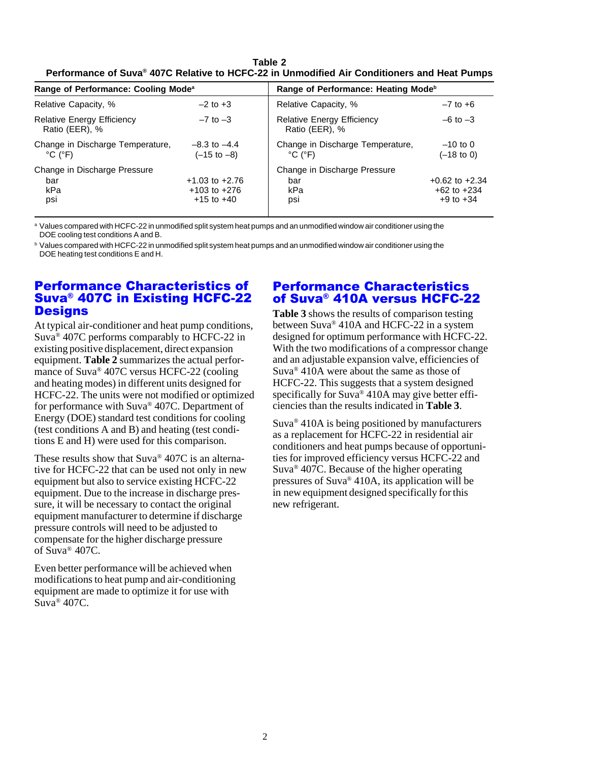**Table 2**
**Performance of Suva® 407C Relative to HCFC-22 in Unmodified Air Conditioners and Heat Pumps**

| Range of Performance: Cooling Mode[a] | | Range of Performance: Heating Mode[b] | |
|---|---|---|---|
| Relative Capacity, % | –2 to +3 | Relative Capacity, % | –7 to +6 |
| Relative Energy Efficiency Ratio (EER), % | –7 to –3 | Relative Energy Efficiency Ratio (EER), % | –6 to –3 |
| Change in Discharge Temperature, °C (°F) | –8.3 to –4.4 (–15 to –8) | Change in Discharge Temperature, °C (°F) | –10 to 0 (–18 to 0) |
| Change in Discharge Pressure | | Change in Discharge Pressure | |
| bar | +1.03 to +2.76 | bar | +0.62 to +2.34 |
| kPa | +103 to +276 | kPa | +62 to +234 |
| psi | +15 to +40 | psi | +9 to +34 |

[a] Values compared with HCFC-22 in unmodified split system heat pumps and an unmodified window air conditioner using the DOE cooling test conditions A and B.

[b] Values compared with HCFC-22 in unmodified split system heat pumps and an unmodified window air conditioner using the DOE heating test conditions E and H.

## Performance Characteristics of Suva® 407C in Existing HCFC-22 Designs

At typical air-conditioner and heat pump conditions, Suva® 407C performs comparably to HCFC-22 in existing positive displacement, direct expansion equipment. **Table 2** summarizes the actual performance of Suva® 407C versus HCFC-22 (cooling and heating modes) in different units designed for HCFC-22. The units were not modified or optimized for performance with Suva® 407C. Department of Energy (DOE) standard test conditions for cooling (test conditions A and B) and heating (test conditions E and H) were used for this comparison.

These results show that Suva® 407C is an alternative for HCFC-22 that can be used not only in new equipment but also to service existing HCFC-22 equipment. Due to the increase in discharge pressure, it will be necessary to contact the original equipment manufacturer to determine if discharge pressure controls will need to be adjusted to compensate for the higher discharge pressure of Suva® 407C.

Even better performance will be achieved when modifications to heat pump and air-conditioning equipment are made to optimize it for use with Suva® 407C.

## Performance Characteristics of Suva® 410A versus HCFC-22

**Table 3** shows the results of comparison testing between Suva® 410A and HCFC-22 in a system designed for optimum performance with HCFC-22. With the two modifications of a compressor change and an adjustable expansion valve, efficiencies of Suva® 410A were about the same as those of HCFC-22. This suggests that a system designed specifically for Suva® 410A may give better efficiencies than the results indicated in **Table 3**.

Suva® 410A is being positioned by manufacturers as a replacement for HCFC-22 in residential air conditioners and heat pumps because of opportunities for improved efficiency versus HCFC-22 and Suva® 407C. Because of the higher operating pressures of Suva® 410A, its application will be in new equipment designed specifically for this new refrigerant.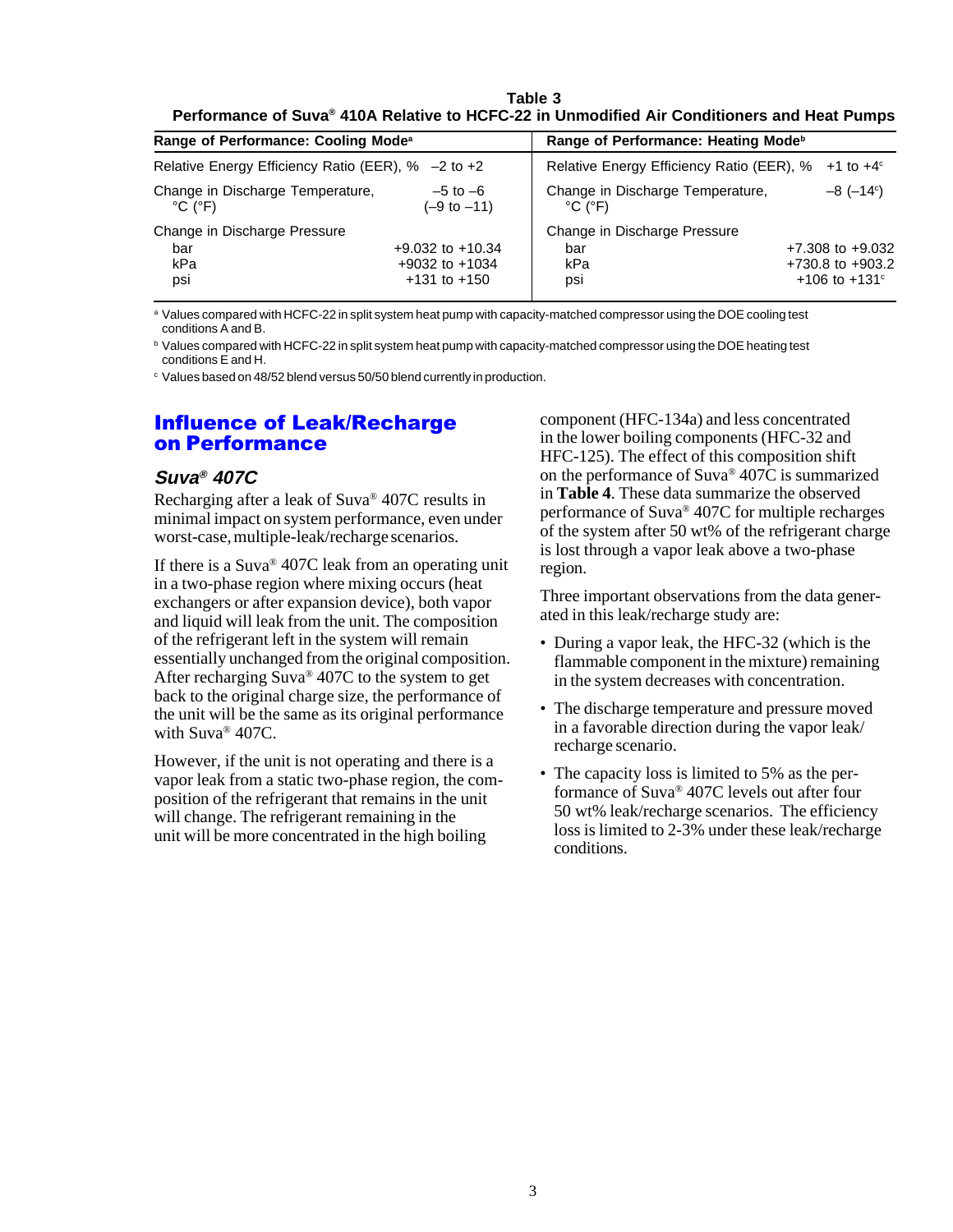**Table 3**
**Performance of Suva® 410A Relative to HCFC-22 in Unmodified Air Conditioners and Heat Pumps**

| Range of Performance: Cooling Mode[a] | | Range of Performance: Heating Mode[b] | |
|---|---|---|---|
| Relative Energy Efficiency Ratio (EER), % | –2 to +2 | Relative Energy Efficiency Ratio (EER), % | +1 to +4[c] |
| Change in Discharge Temperature, °C (°F) | –5 to –6 (–9 to –11) | Change in Discharge Temperature, °C (°F) | –8 (–14[c]) |
| Change in Discharge Pressure | | Change in Discharge Pressure | |
| bar | +9.032 to +10.34 | bar | +7.308 to +9.032 |
| kPa | +9032 to +1034 | kPa | +730.8 to +903.2 |
| psi | +131 to +150 | psi | +106 to +131[c] |

[a] Values compared with HCFC-22 in split system heat pump with capacity-matched compressor using the DOE cooling test conditions A and B.

[b] Values compared with HCFC-22 in split system heat pump with capacity-matched compressor using the DOE heating test conditions E and H.

[c] Values based on 48/52 blend versus 50/50 blend currently in production.

## Influence of Leak/Recharge on Performance

### *Suva® 407C*

Recharging after a leak of Suva® 407C results in minimal impact on system performance, even under worst-case, multiple-leak/recharge scenarios.

If there is a Suva® 407C leak from an operating unit in a two-phase region where mixing occurs (heat exchangers or after expansion device), both vapor and liquid will leak from the unit. The composition of the refrigerant left in the system will remain essentially unchanged from the original composition. After recharging Suva® 407C to the system to get back to the original charge size, the performance of the unit will be the same as its original performance with Suva® 407C.

However, if the unit is not operating and there is a vapor leak from a static two-phase region, the composition of the refrigerant that remains in the unit will change. The refrigerant remaining in the unit will be more concentrated in the high boiling component (HFC-134a) and less concentrated in the lower boiling components (HFC-32 and HFC-125). The effect of this composition shift on the performance of Suva® 407C is summarized in **Table 4**. These data summarize the observed performance of Suva® 407C for multiple recharges of the system after 50 wt% of the refrigerant charge is lost through a vapor leak above a two-phase region.

Three important observations from the data generated in this leak/recharge study are:

- During a vapor leak, the HFC-32 (which is the flammable component in the mixture) remaining in the system decreases with concentration.
- The discharge temperature and pressure moved in a favorable direction during the vapor leak/recharge scenario.
- The capacity loss is limited to 5% as the performance of Suva® 407C levels out after four 50 wt% leak/recharge scenarios. The efficiency loss is limited to 2-3% under these leak/recharge conditions.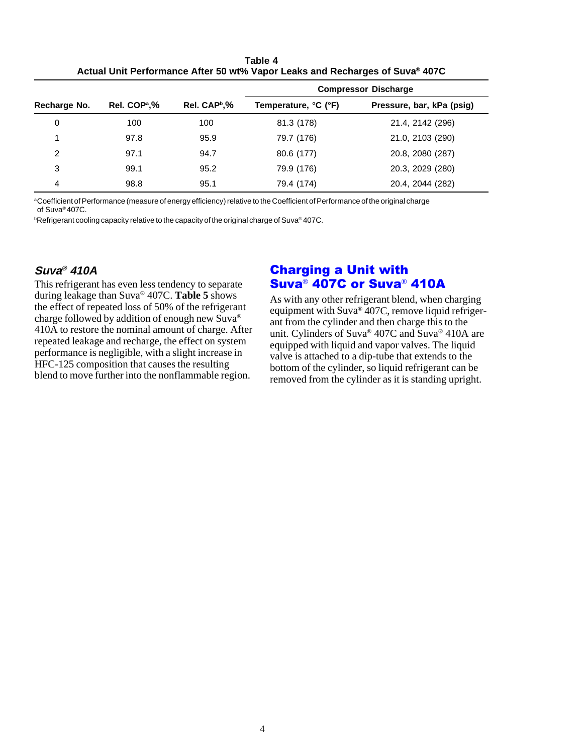**Table 4**
**Actual Unit Performance After 50 wt% Vapor Leaks and Recharges of Suva® 407C**

| Recharge No. | Rel. COP[a],% | Rel. CAP[b],% | Compressor Discharge | |
|---|---|---|---|---|
| | | | Temperature, °C (°F) | Pressure, bar, kPa (psig) |
| 0 | 100 | 100 | 81.3 (178) | 21.4, 2142 (296) |
| 1 | 97.8 | 95.9 | 79.7 (176) | 21.0, 2103 (290) |
| 2 | 97.1 | 94.7 | 80.6 (177) | 20.8, 2080 (287) |
| 3 | 99.1 | 95.2 | 79.9 (176) | 20.3, 2029 (280) |
| 4 | 98.8 | 95.1 | 79.4 (174) | 20.4, 2044 (282) |

[a]Coefficient of Performance (measure of energy efficiency) relative to the Coefficient of Performance of the original charge of Suva® 407C.

[b]Refrigerant cooling capacity relative to the capacity of the original charge of Suva® 407C.

### *Suva® 410A*

This refrigerant has even less tendency to separate during leakage than Suva® 407C. **Table 5** shows the effect of repeated loss of 50% of the refrigerant charge followed by addition of enough new Suva® 410A to restore the nominal amount of charge. After repeated leakage and recharge, the effect on system performance is negligible, with a slight increase in HFC-125 composition that causes the resulting blend to move further into the nonflammable region.

## Charging a Unit with Suva® 407C or Suva® 410A

As with any other refrigerant blend, when charging equipment with Suva® 407C, remove liquid refrigerant from the cylinder and then charge this to the unit. Cylinders of Suva® 407C and Suva® 410A are equipped with liquid and vapor valves. The liquid valve is attached to a dip-tube that extends to the bottom of the cylinder, so liquid refrigerant can be removed from the cylinder as it is standing upright.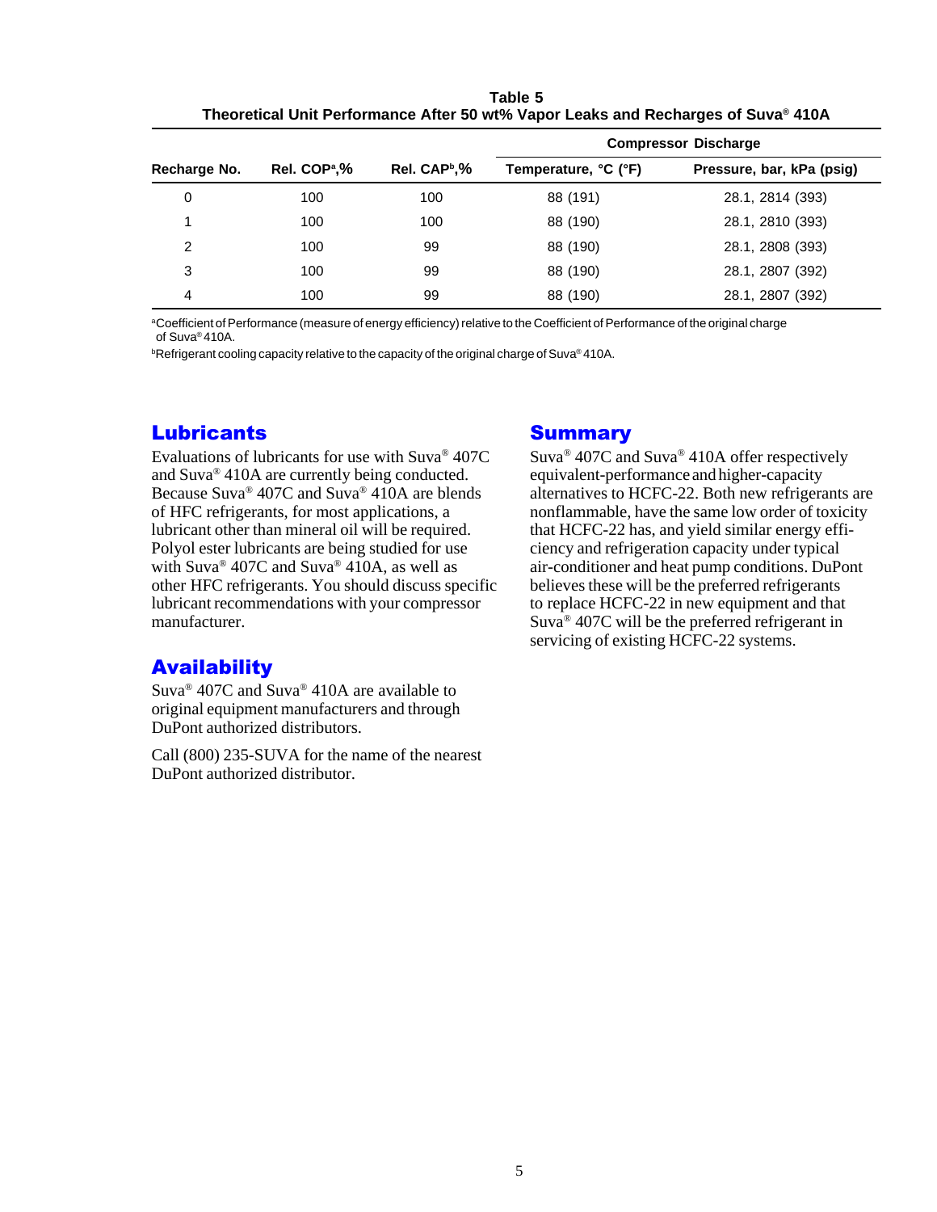**Table 5**
**Theoretical Unit Performance After 50 wt% Vapor Leaks and Recharges of Suva® 410A**

| | | | Compressor Discharge | |
|---|---|---|---|---|
| **Recharge No.** | **Rel. COP[a],%** | **Rel. CAP[b],%** | **Temperature, °C (°F)** | **Pressure, bar, kPa (psig)** |
| 0 | 100 | 100 | 88 (191) | 28.1, 2814 (393) |
| 1 | 100 | 100 | 88 (190) | 28.1, 2810 (393) |
| 2 | 100 | 99 | 88 (190) | 28.1, 2808 (393) |
| 3 | 100 | 99 | 88 (190) | 28.1, 2807 (392) |
| 4 | 100 | 99 | 88 (190) | 28.1, 2807 (392) |

[a]Coefficient of Performance (measure of energy efficiency) relative to the Coefficient of Performance of the original charge of Suva® 410A.

[b]Refrigerant cooling capacity relative to the capacity of the original charge of Suva® 410A.

## Lubricants

Evaluations of lubricants for use with Suva® 407C and Suva® 410A are currently being conducted. Because Suva® 407C and Suva® 410A are blends of HFC refrigerants, for most applications, a lubricant other than mineral oil will be required. Polyol ester lubricants are being studied for use with Suva® 407C and Suva® 410A, as well as other HFC refrigerants. You should discuss specific lubricant recommendations with your compressor manufacturer.

## Availability

Suva® 407C and Suva® 410A are available to original equipment manufacturers and through DuPont authorized distributors.

Call (800) 235-SUVA for the name of the nearest DuPont authorized distributor.

## Summary

Suva® 407C and Suva® 410A offer respectively equivalent-performance and higher-capacity alternatives to HCFC-22. Both new refrigerants are nonflammable, have the same low order of toxicity that HCFC-22 has, and yield similar energy efficiency and refrigeration capacity under typical air-conditioner and heat pump conditions. DuPont believes these will be the preferred refrigerants to replace HCFC-22 in new equipment and that Suva® 407C will be the preferred refrigerant in servicing of existing HCFC-22 systems.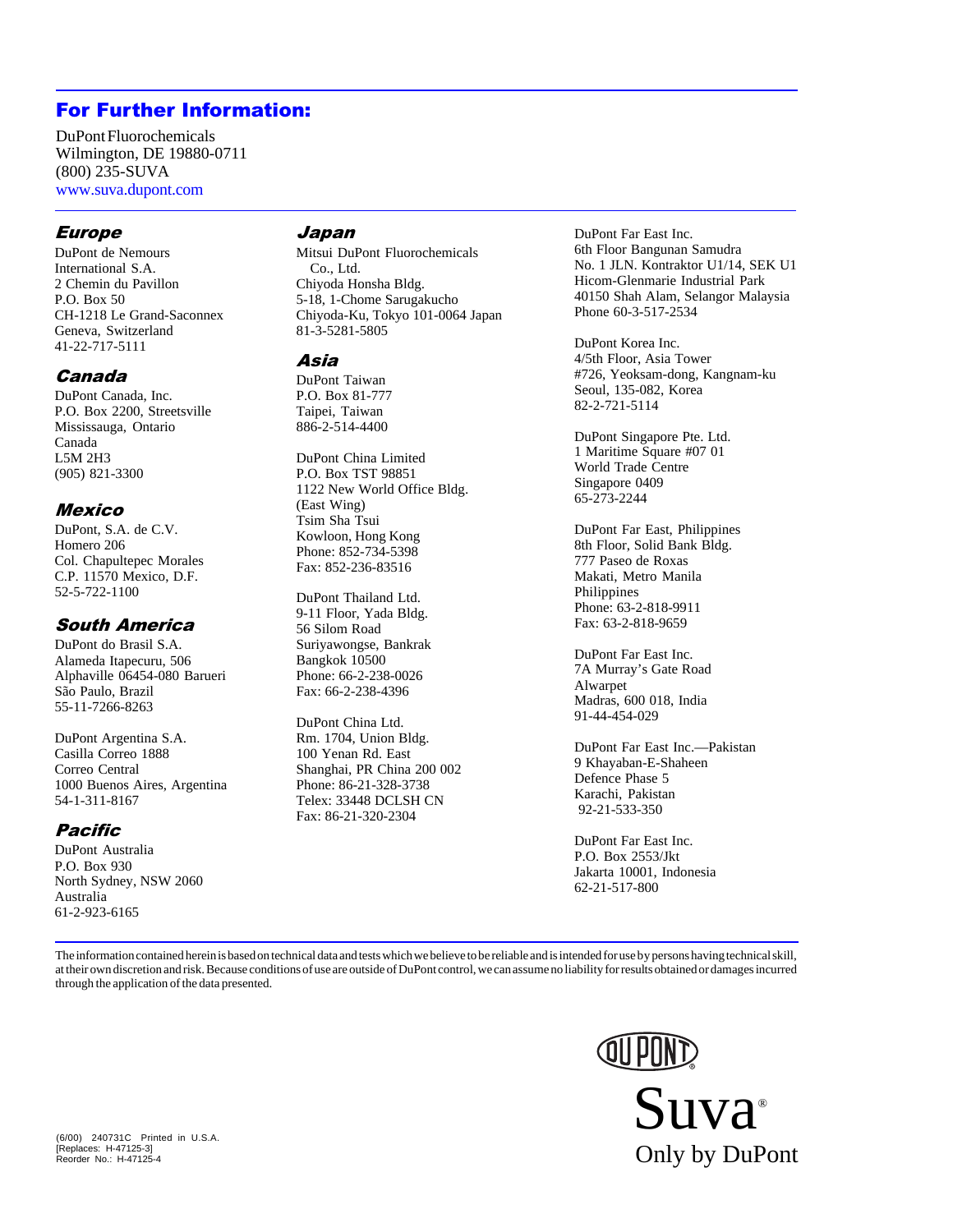## For Further Information:

DuPont Fluorochemicals
Wilmington, DE 19880-0711
(800) 235-SUVA
www.suva.dupont.com

### Europe

DuPont de Nemours
International S.A.
2 Chemin du Pavillon
P.O. Box 50
CH-1218 Le Grand-Saconnex
Geneva, Switzerland
41-22-717-5111

### Canada

DuPont Canada, Inc.
P.O. Box 2200, Streetsville
Mississauga, Ontario
Canada
L5M 2H3
(905) 821-3300

### Mexico

DuPont, S.A. de C.V.
Homero 206
Col. Chapultepec Morales
C.P. 11570 Mexico, D.F.
52-5-722-1100

### South America

DuPont do Brasil S.A.
Alameda Itapecuru, 506
Alphaville 06454-080 Barueri
São Paulo, Brazil
55-11-7266-8263

DuPont Argentina S.A.
Casilla Correo 1888
Correo Central
1000 Buenos Aires, Argentina
54-1-311-8167

### Pacific

DuPont Australia
P.O. Box 930
North Sydney, NSW 2060
Australia
61-2-923-6165

### Japan

Mitsui DuPont Fluorochemicals
Co., Ltd.
Chiyoda Honsha Bldg.
5-18, 1-Chome Sarugakucho
Chiyoda-Ku, Tokyo 101-0064 Japan
81-3-5281-5805

### Asia

DuPont Taiwan
P.O. Box 81-777
Taipei, Taiwan
886-2-514-4400

DuPont China Limited
P.O. Box TST 98851
1122 New World Office Bldg.
(East Wing)
Tsim Sha Tsui
Kowloon, Hong Kong
Phone: 852-734-5398
Fax: 852-236-83516

DuPont Thailand Ltd.
9-11 Floor, Yada Bldg.
56 Silom Road
Suriyawongse, Bankrak
Bangkok 10500
Phone: 66-2-238-0026
Fax: 66-2-238-4396

DuPont China Ltd.
Rm. 1704, Union Bldg.
100 Yenan Rd. East
Shanghai, PR China 200 002
Phone: 86-21-328-3738
Telex: 33448 DCLSH CN
Fax: 86-21-320-2304

DuPont Far East Inc.
6th Floor Bangunan Samudra
No. 1 JLN. Kontraktor U1/14, SEK U1
Hicom-Glenmarie Industrial Park
40150 Shah Alam, Selangor Malaysia
Phone 60-3-517-2534

DuPont Korea Inc.
4/5th Floor, Asia Tower
#726, Yeoksam-dong, Kangnam-ku
Seoul, 135-082, Korea
82-2-721-5114

DuPont Singapore Pte. Ltd.
1 Maritime Square #07 01
World Trade Centre
Singapore 0409
65-273-2244

DuPont Far East, Philippines
8th Floor, Solid Bank Bldg.
777 Paseo de Roxas
Makati, Metro Manila
Philippines
Phone: 63-2-818-9911
Fax: 63-2-818-9659

DuPont Far East Inc.
7A Murray's Gate Road
Alwarpet
Madras, 600 018, India
91-44-454-029

DuPont Far East Inc.—Pakistan
9 Khayaban-E-Shaheen
Defence Phase 5
Karachi, Pakistan
92-21-533-350

DuPont Far East Inc.
P.O. Box 2553/Jkt
Jakarta 10001, Indonesia
62-21-517-800

The information contained herein is based on technical data and tests which we believe to be reliable and is intended for use by persons having technical skill, at their own discretion and risk. Because conditions of use are outside of DuPont control, we can assume no liability for results obtained or damages incurred through the application of the data presented.

DUPONT®
Suva®
Only by DuPont

(6/00) 240731C Printed in U.S.A.
[Replaces: H-47125-3]
Reorder No.: H-47125-4